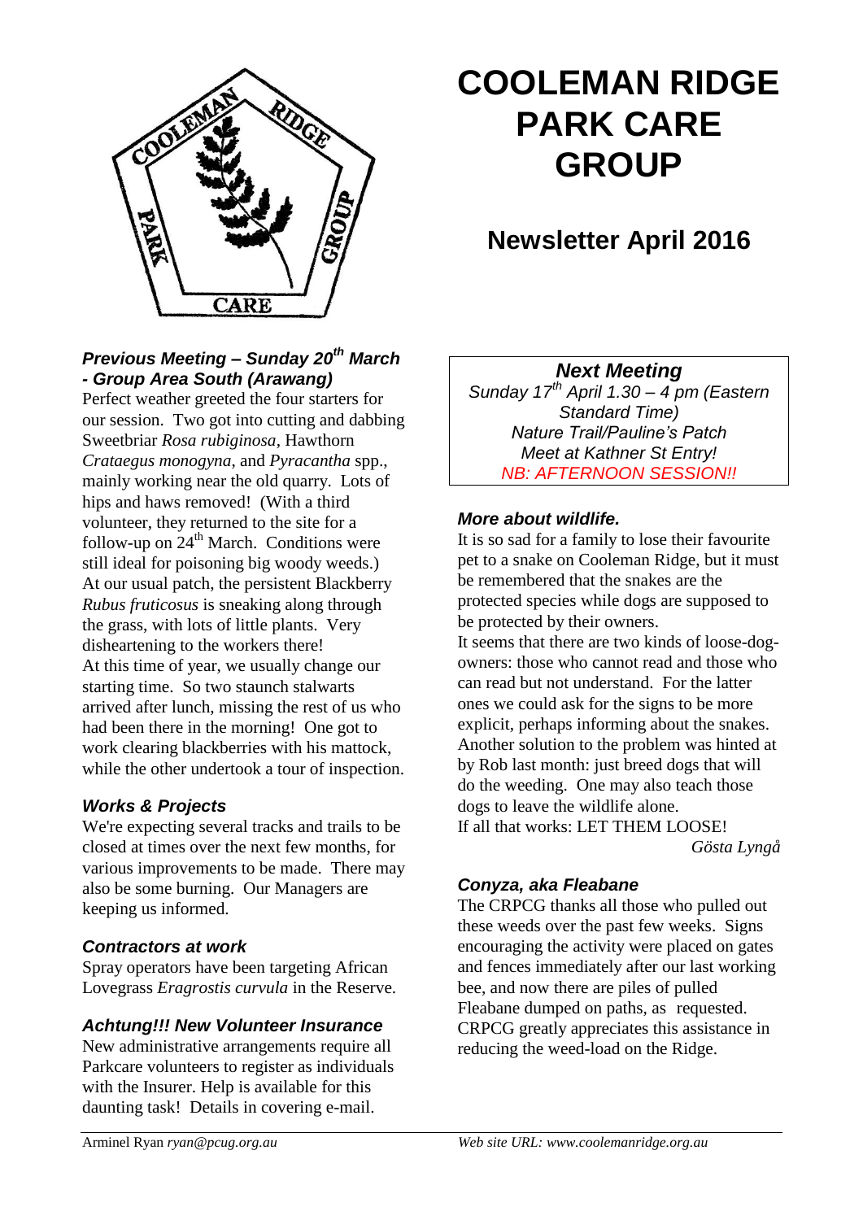# COOLEMAN RIDGE PARK CARE GROUP

## Newsletter April 2016

### *Previous Meeting – Sunday 20th March - Group Area South (Arawang)*

Perfect weather greeted the four starters for our session. Two got into cutting and dabbing Sweetbriar *Rosa rubiginosa*, Hawthorn *Crataegus monogyna*, and *Pyracantha* spp., mainly working near the old quarry. Lots of hips and haws removed! (With a third volunteer, they returned to the site for a follow-up on 24th March. Conditions were still ideal for poisoning big woody weeds.)

At our usual patch, the persistent Blackberry *Rubus fruticosus* is sneaking along through the grass, with lots of little plants. Very disheartening to the workers there!

At this time of year, we usually change our starting time. So two staunch stalwarts arrived after lunch, missing the rest of us who had been there in the morning! One got to work clearing blackberries with his mattock, while the other undertook a tour of inspection.

### *Works & Projects*

We're expecting several tracks and trails to be closed at times over the next few months, for various improvements to be made. There may also be some burning. Our Managers are keeping us informed.

### *Contractors at work*

Spray operators have been targeting African Lovegrass *Eragrostis curvula* in the Reserve.

### *Achtung!!! New Volunteer Insurance*

New administrative arrangements require all Parkcare volunteers to register as individuals with the Insurer. Help is available for this daunting task! Details in covering e-mail.

### *Next Meeting*

*Sunday 17th April 1.30 – 4 pm (Eastern Standard Time)*
*Nature Trail/Pauline's Patch*
*Meet at Kathner St Entry!*
*NB: AFTERNOON SESSION!!*

### *More about wildlife.*

It is so sad for a family to lose their favourite pet to a snake on Cooleman Ridge, but it must be remembered that the snakes are the protected species while dogs are supposed to be protected by their owners.

It seems that there are two kinds of loose-dog-owners: those who cannot read and those who can read but not understand. For the latter ones we could ask for the signs to be more explicit, perhaps informing about the snakes. Another solution to the problem was hinted at by Rob last month: just breed dogs that will do the weeding. One may also teach those dogs to leave the wildlife alone.

If all that works: LET THEM LOOSE!

*Gösta Lyngå*

### *Conyza, aka Fleabane*

The CRPCG thanks all those who pulled out these weeds over the past few weeks. Signs encouraging the activity were placed on gates and fences immediately after our last working bee, and now there are piles of pulled Fleabane dumped on paths, as requested. CRPCG greatly appreciates this assistance in reducing the weed-load on the Ridge.

Arminel Ryan *ryan@pcug.org.au* *Web site URL: www.coolemanridge.org.au*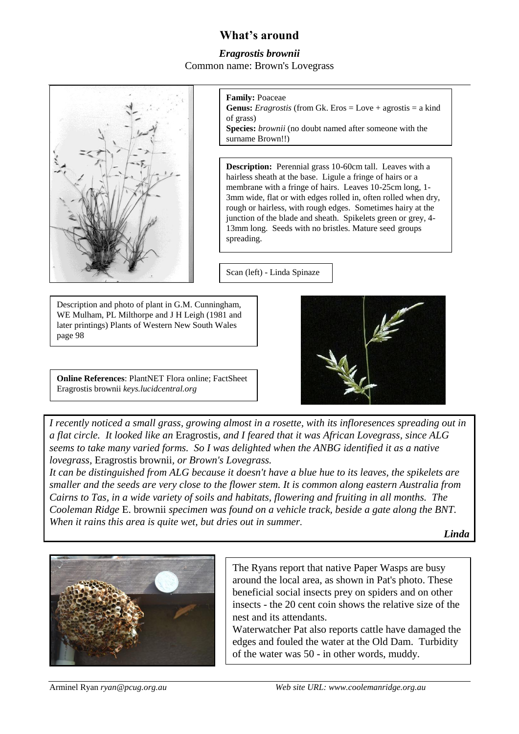# What's around

### *Eragrostis brownii*

Common name: Brown's Lovegrass

**Family:** Poaceae
**Genus:** *Eragrostis* (from Gk. Eros = Love + agrostis = a kind of grass)
**Species:** *brownii* (no doubt named after someone with the surname Brown!!)

**Description:** Perennial grass 10-60cm tall. Leaves with a hairless sheath at the base. Ligule a fringe of hairs or a membrane with a fringe of hairs. Leaves 10-25cm long, 1-3mm wide, flat or with edges rolled in, often rolled when dry, rough or hairless, with rough edges. Sometimes hairy at the junction of the blade and sheath. Spikelets green or grey, 4-13mm long. Seeds with no bristles. Mature seed groups spreading.

Scan (left) - Linda Spinaze

Description and photo of plant in G.M. Cunningham, WE Mulham, PL Milthorpe and J H Leigh (1981 and later printings) Plants of Western New South Wales page 98

**Online References**: PlantNET Flora online; FactSheet Eragrostis brownii *keys.lucidcentral.org*

*I recently noticed a small grass, growing almost in a rosette, with its infloresences spreading out in a flat circle. It looked like an* Eragrostis, *and I feared that it was African Lovegrass, since ALG seems to take many varied forms. So I was delighted when the ANBG identified it as a native lovegrass,* Eragrostis brownii, *or Brown's Lovegrass.*

*It can be distinguished from ALG because it doesn't have a blue hue to its leaves, the spikelets are smaller and the seeds are very close to the flower stem. It is common along eastern Australia from Cairns to Tas, in a wide variety of soils and habitats, flowering and fruiting in all months. The Cooleman Ridge* E. brownii *specimen was found on a vehicle track, beside a gate along the BNT. When it rains this area is quite wet, but dries out in summer.*

***Linda***

The Ryans report that native Paper Wasps are busy around the local area, as shown in Pat's photo. These beneficial social insects prey on spiders and on other insects - the 20 cent coin shows the relative size of the nest and its attendants.

Waterwatcher Pat also reports cattle have damaged the edges and fouled the water at the Old Dam. Turbidity of the water was 50 - in other words, muddy.

Arminel Ryan *ryan@pcug.org.au* *Web site URL: www.coolemanridge.org.au*